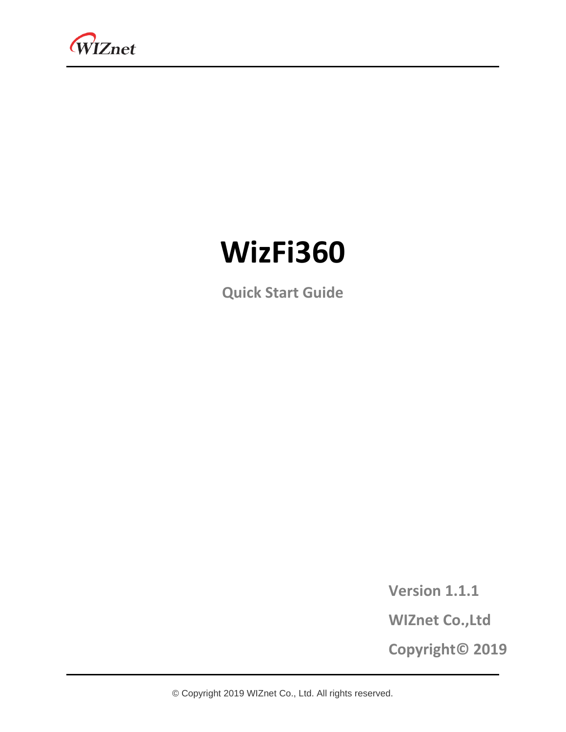# WizFi360

**Quick Start Guide**

**Version 1.1.1**

**WIZnet Co.,Ltd**

**Copyright© 2019**

© Copyright 2019 WIZnet Co., Ltd. All rights reserved.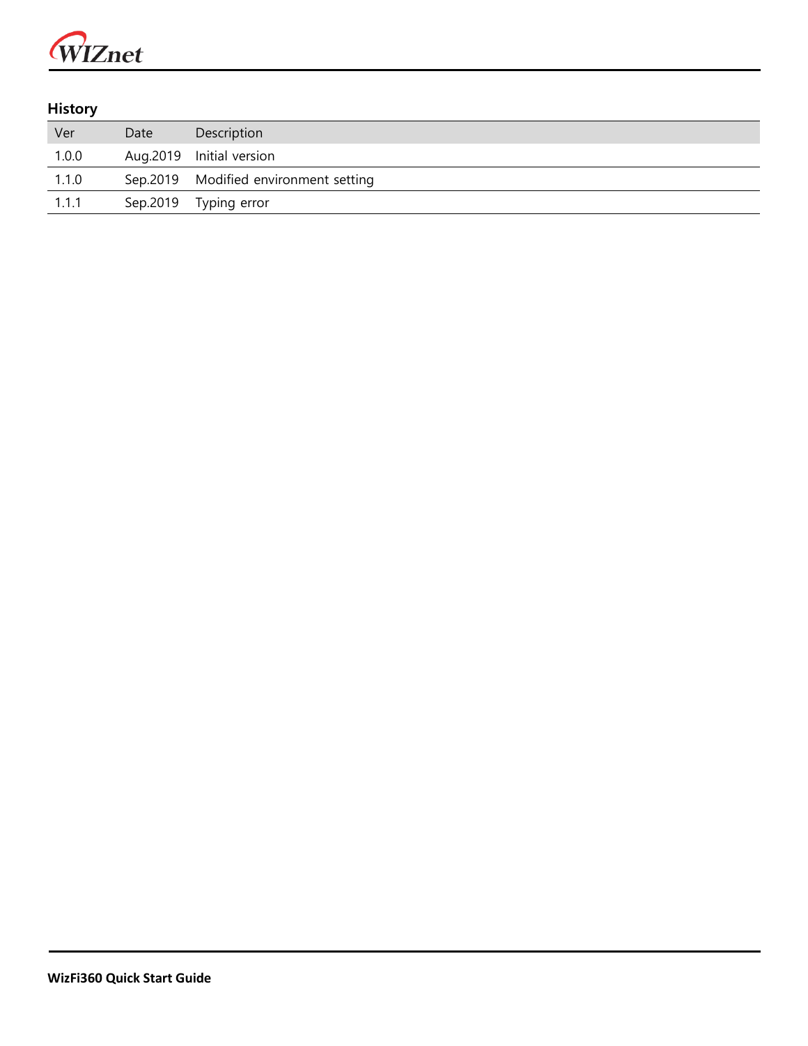## History

| Ver | Date | Description |
| --- | --- | --- |
| 1.0.0 | Aug.2019 | Initial version |
| 1.1.0 | Sep.2019 | Modified environment setting |
| 1.1.1 | Sep.2019 | Typing error |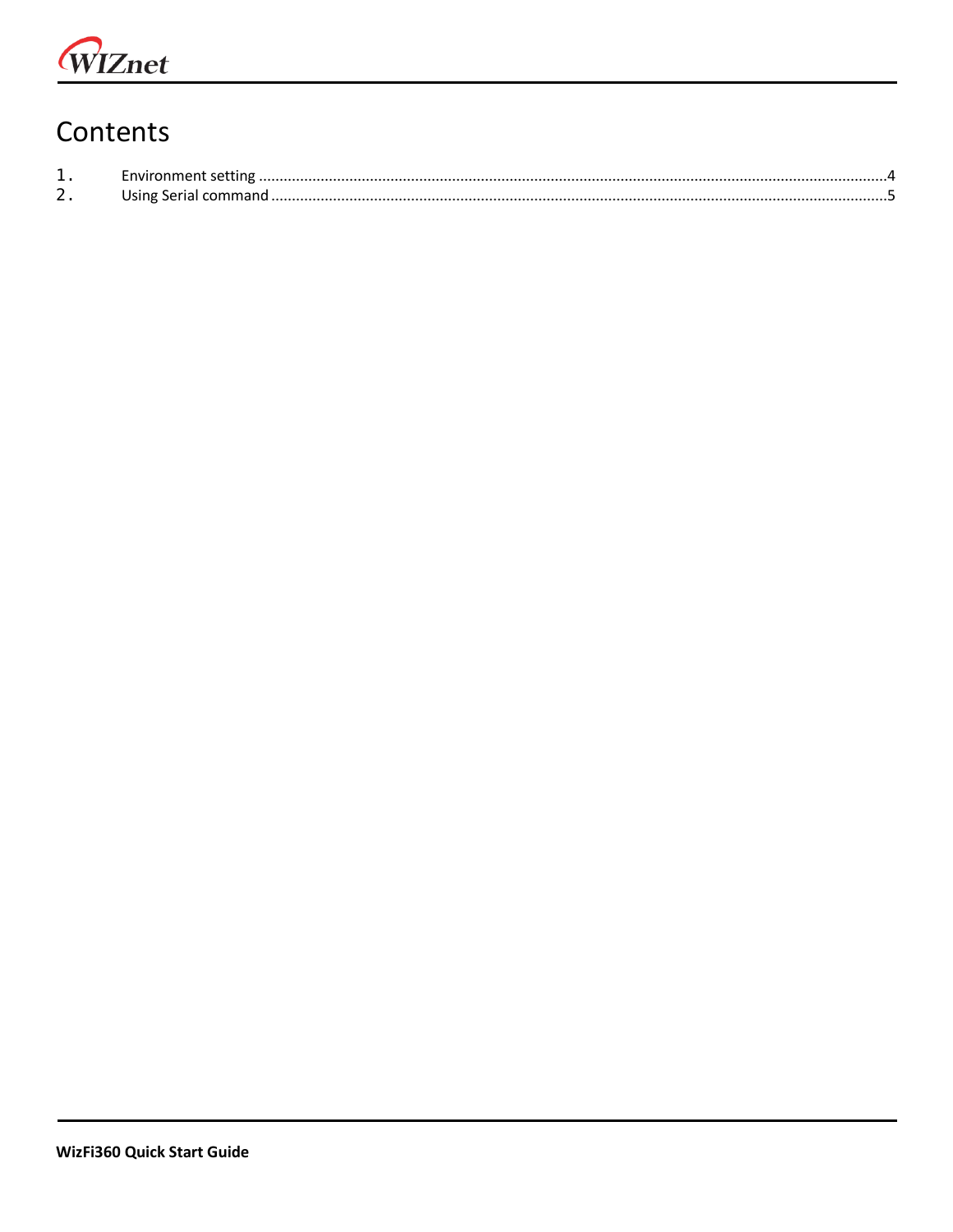# Contents

1. Environment setting ....................................................................................................................................................4
2. Using Serial command ................................................................................................................................................5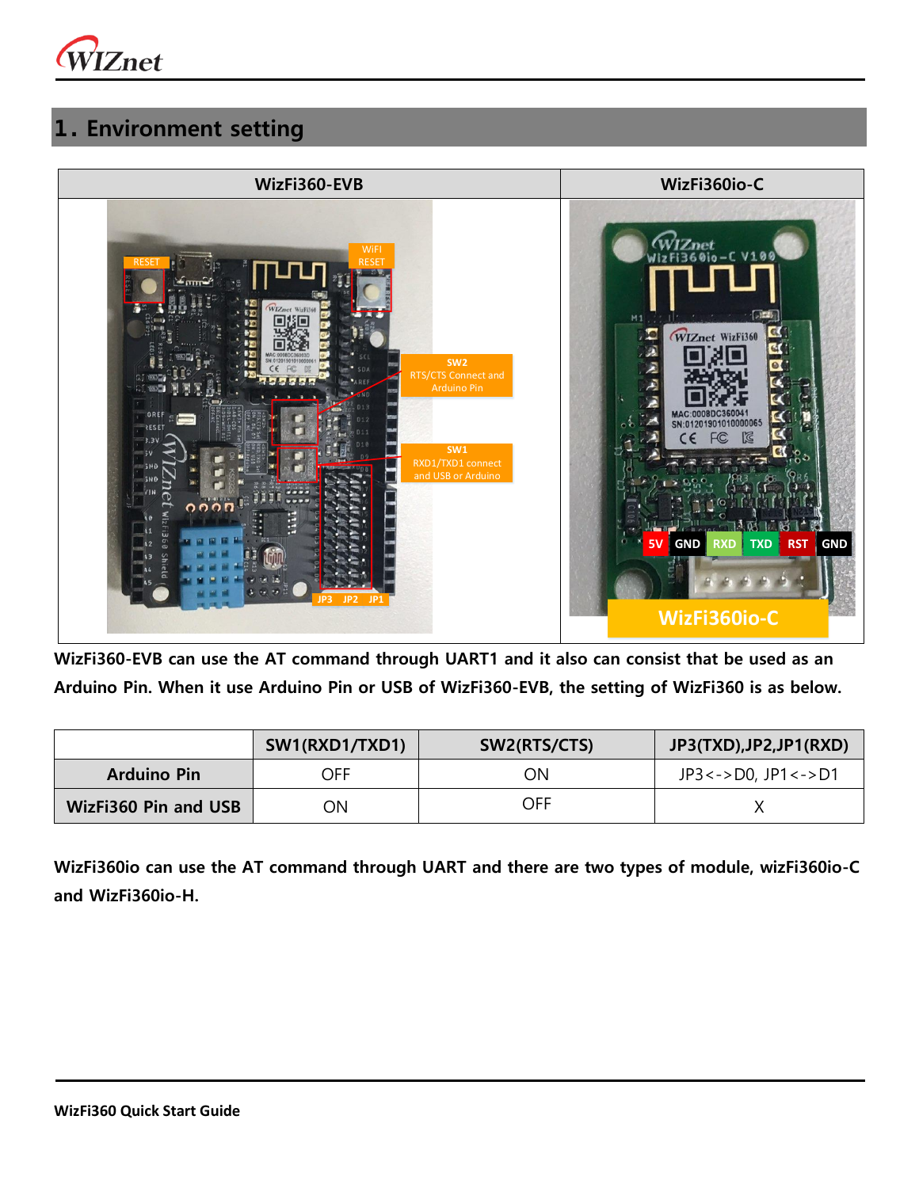# 1. Environment setting

| WizFi360-EVB | WizFi360io-C |
|---|---|
| | |

WizFi360-EVB can use the AT command through UART1 and it also can consist that be used as an Arduino Pin. When it use Arduino Pin or USB of WizFi360-EVB, the setting of WizFi360 is as below.

| | SW1(RXD1/TXD1) | SW2(RTS/CTS) | JP3(TXD),JP2,JP1(RXD) |
|---|---|---|---|
| Arduino Pin | OFF | ON | JP3<->D0, JP1<->D1 |
| WizFi360 Pin and USB | ON | OFF | X |

WizFi360io can use the AT command through UART and there are two types of module, wizFi360io-C and WizFi360io-H.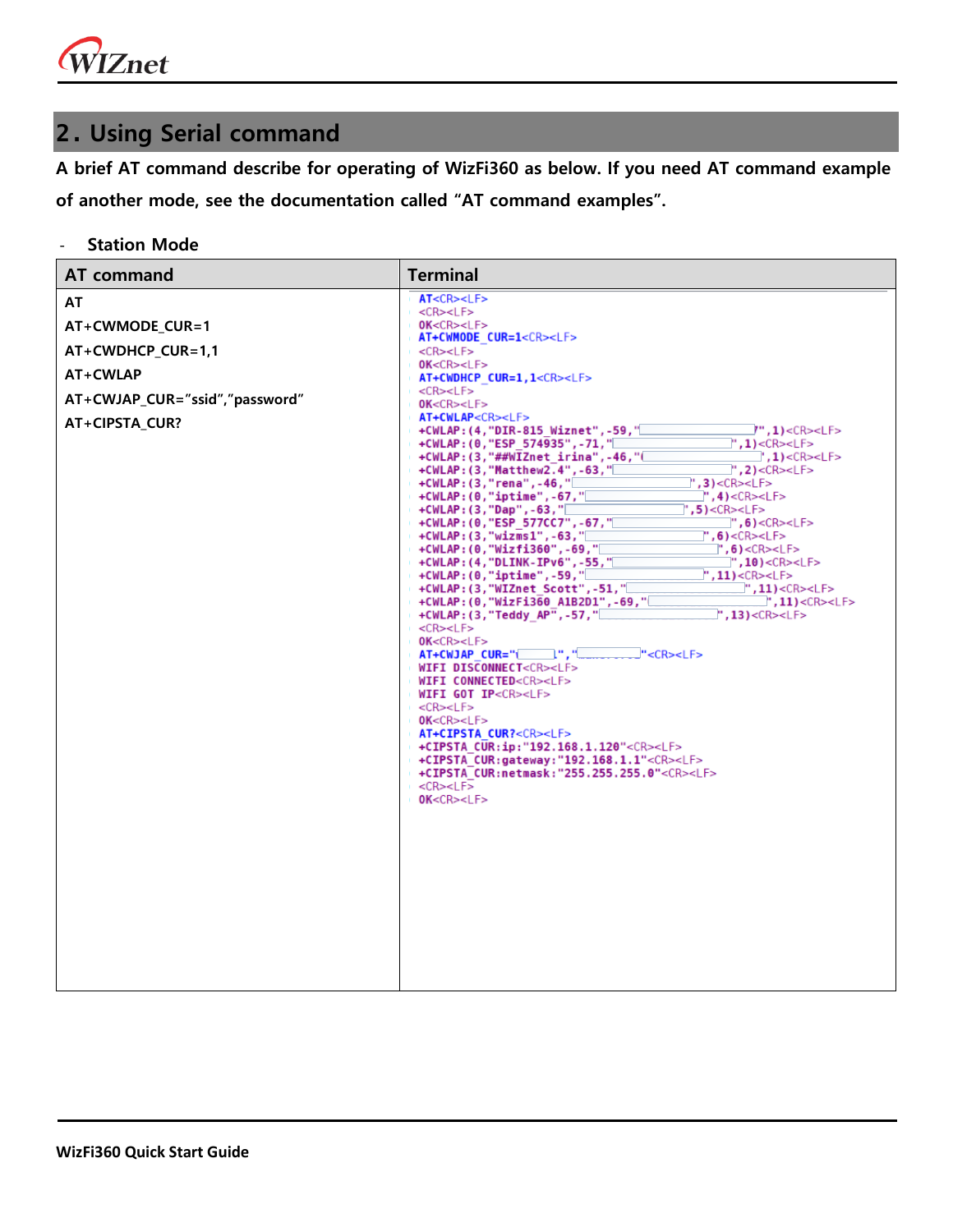## 2. Using Serial command

**A brief AT command describe for operating of WizFi360 as below. If you need AT command example of another mode, see the documentation called "AT command examples".**

- **Station Mode**

| AT command | Terminal |
|---|---|
| AT<br>AT+CWMODE_CUR=1<br>AT+CWDHCP_CUR=1,1<br>AT+CWLAP<br>AT+CWJAP_CUR="ssid","password"<br>AT+CIPSTA_CUR? | AT<CR><LF><br><CR><LF><br>OK<CR><LF><br>AT+CWMODE_CUR=1<CR><LF><br><CR><LF><br>OK<CR><LF><br>AT+CWDHCP_CUR=1,1<CR><LF><br><CR><LF><br>OK<CR><LF><br>AT+CWLAP<CR><LF><br>+CWLAP:(4,"DIR-815_Wiznet",-59,"",1)<CR><LF><br>+CWLAP:(0,"ESP_574935",-71,"",1)<CR><LF><br>+CWLAP:(3,"##WIZnet_irina",-46,"",1)<CR><LF><br>+CWLAP:(3,"Matthew2.4",-63,"",2)<CR><LF><br>+CWLAP:(3,"rena",-46,"",3)<CR><LF><br>+CWLAP:(0,"iptime",-67,"",4)<CR><LF><br>+CWLAP:(3,"Dap",-63,"",5)<CR><LF><br>+CWLAP:(0,"ESP_577CC7",-67,"",6)<CR><LF><br>+CWLAP:(3,"wizms1",-63,"",6)<CR><LF><br>+CWLAP:(0,"Wizfi360",-69,"",6)<CR><LF><br>+CWLAP:(4,"DLINK-IPv6",-55,"",10)<CR><LF><br>+CWLAP:(0,"iptime",-59,"",11)<CR><LF><br>+CWLAP:(3,"WIZnet_Scott",-51,"",11)<CR><LF><br>+CWLAP:(0,"WizFi360_A1B2D1",-69,"",11)<CR><LF><br>+CWLAP:(3,"Teddy_AP",-57,"",13)<CR><LF><br><CR><LF><br>OK<CR><LF><br>AT+CWJAP_CUR="",""<CR><LF><br>WIFI DISCONNECT<CR><LF><br>WIFI CONNECTED<CR><LF><br>WIFI GOT IP<CR><LF><br><CR><LF><br>OK<CR><LF><br>AT+CIPSTA_CUR?<CR><LF><br>+CIPSTA_CUR:ip:"192.168.1.120"<CR><LF><br>+CIPSTA_CUR:gateway:"192.168.1.1"<CR><LF><br>+CIPSTA_CUR:netmask:"255.255.255.0"<CR><LF><br><CR><LF><br>OK<CR><LF> |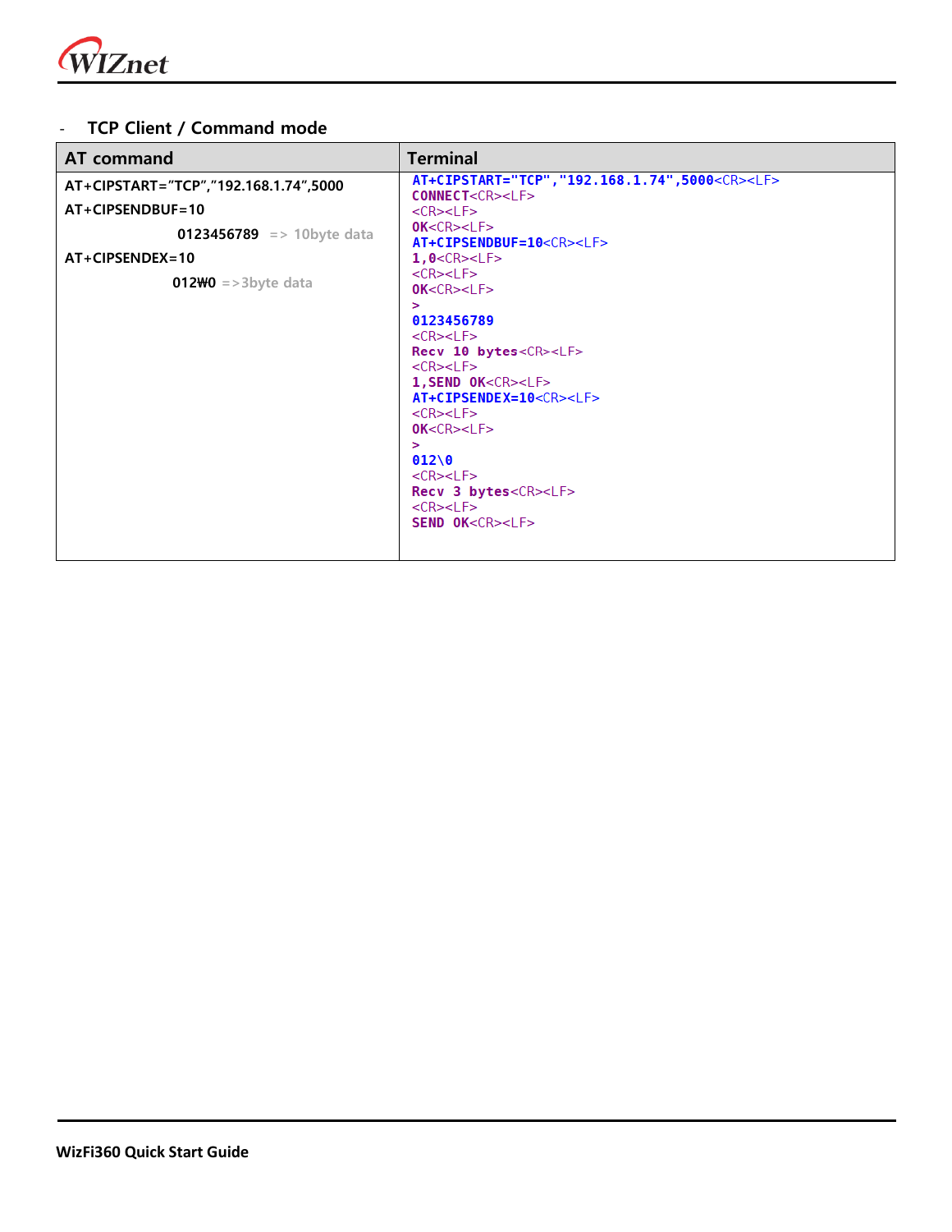- **TCP Client / Command mode**

| AT command | Terminal |
|---|---|
| AT+CIPSTART="TCP","192.168.1.74",5000<br>AT+CIPSENDBUF=10<br>0123456789 => 10byte data<br>AT+CIPSENDEX=10<br>012₩0 =>3byte data | AT+CIPSTART="TCP","192.168.1.74",5000<CR><LF><br>CONNECT<CR><LF><br><CR><LF><br>OK<CR><LF><br>AT+CIPSENDBUF=10<CR><LF><br>1,0<CR><LF><br><CR><LF><br>OK<CR><LF><br>><br>0123456789<br><CR><LF><br>Recv 10 bytes<CR><LF><br><CR><LF><br>1,SEND OK<CR><LF><br>AT+CIPSENDEX=10<CR><LF><br><CR><LF><br>OK<CR><LF><br>><br>012\0<br><CR><LF><br>Recv 3 bytes<CR><LF><br><CR><LF><br>SEND OK<CR><LF> |